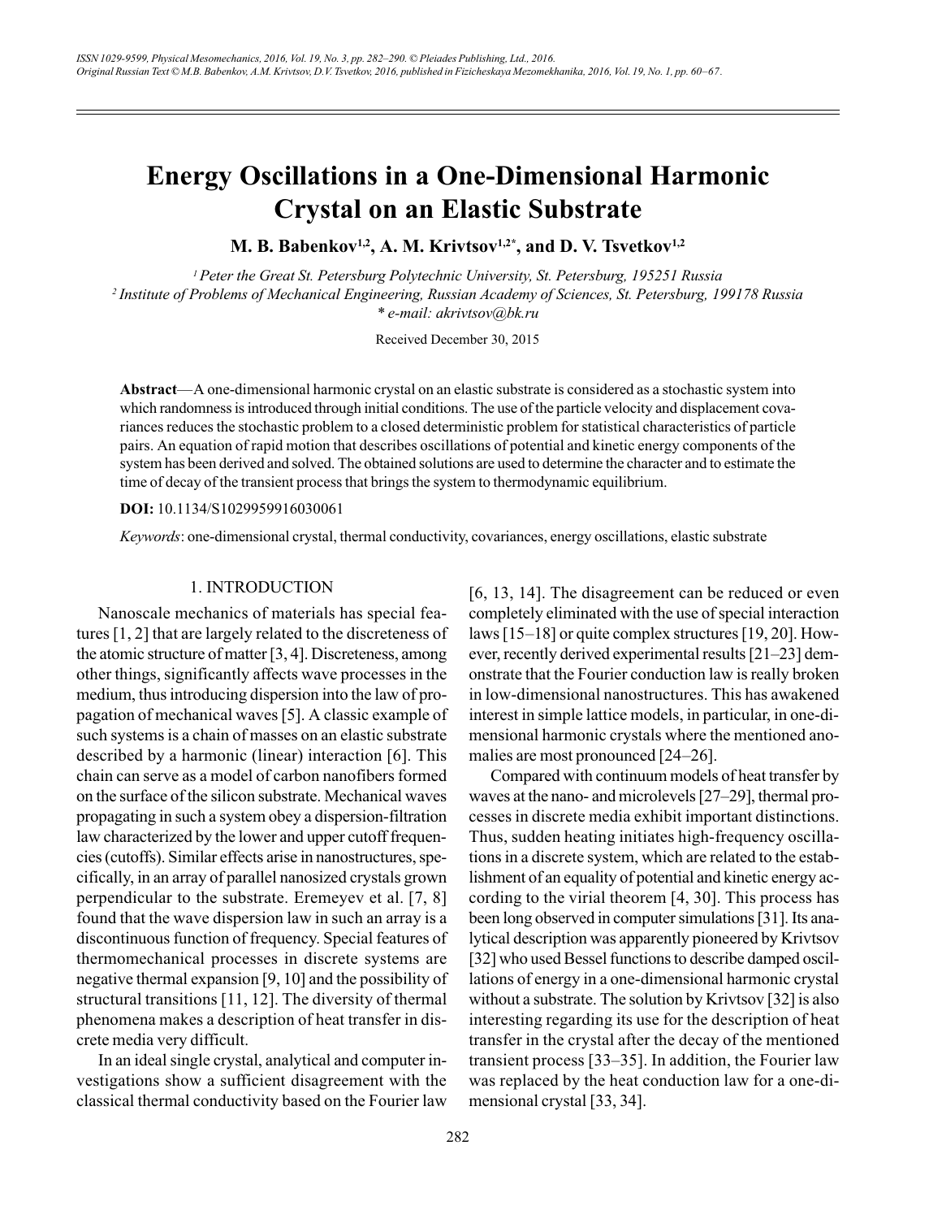# Energy Oscillations in a One-Dimensional Harmonic Crystal on an Elastic Substrate

**M. B. Babenkov[1,2], A. M. Krivtsov[1,2*], and D. V. Tsvetkov[1,2]**

[1] *Peter the Great St. Petersburg Polytechnic University, St. Petersburg, 195251 Russia*
[2] *Institute of Problems of Mechanical Engineering, Russian Academy of Sciences, St. Petersburg, 199178 Russia*
*\* e-mail: akrivtsov@bk.ru*

Received December 30, 2015

**Abstract**—A one-dimensional harmonic crystal on an elastic substrate is considered as a stochastic system into which randomness is introduced through initial conditions. The use of the particle velocity and displacement covariances reduces the stochastic problem to a closed deterministic problem for statistical characteristics of particle pairs. An equation of rapid motion that describes oscillations of potential and kinetic energy components of the system has been derived and solved. The obtained solutions are used to determine the character and to estimate the time of decay of the transient process that brings the system to thermodynamic equilibrium.

**DOI:** 10.1134/S1029959916030061

*Keywords*: one-dimensional crystal, thermal conductivity, covariances, energy oscillations, elastic substrate

## 1. INTRODUCTION

Nanoscale mechanics of materials has special features [1, 2] that are largely related to the discreteness of the atomic structure of matter [3, 4]. Discreteness, among other things, significantly affects wave processes in the medium, thus introducing dispersion into the law of propagation of mechanical waves [5]. A classic example of such systems is a chain of masses on an elastic substrate described by a harmonic (linear) interaction [6]. This chain can serve as a model of carbon nanofibers formed on the surface of the silicon substrate. Mechanical waves propagating in such a system obey a dispersion-filtration law characterized by the lower and upper cutoff frequencies (cutoffs). Similar effects arise in nanostructures, specifically, in an array of parallel nanosized crystals grown perpendicular to the substrate. Eremeyev et al. [7, 8] found that the wave dispersion law in such an array is a discontinuous function of frequency. Special features of thermomechanical processes in discrete systems are negative thermal expansion [9, 10] and the possibility of structural transitions [11, 12]. The diversity of thermal phenomena makes a description of heat transfer in discrete media very difficult.

In an ideal single crystal, analytical and computer investigations show a sufficient disagreement with the classical thermal conductivity based on the Fourier law [6, 13, 14]. The disagreement can be reduced or even completely eliminated with the use of special interaction laws [15–18] or quite complex structures [19, 20]. However, recently derived experimental results [21–23] demonstrate that the Fourier conduction law is really broken in low-dimensional nanostructures. This has awakened interest in simple lattice models, in particular, in one-dimensional harmonic crystals where the mentioned anomalies are most pronounced [24–26].

Compared with continuum models of heat transfer by waves at the nano- and microlevels [27–29], thermal processes in discrete media exhibit important distinctions. Thus, sudden heating initiates high-frequency oscillations in a discrete system, which are related to the establishment of an equality of potential and kinetic energy according to the virial theorem [4, 30]. This process has been long observed in computer simulations [31]. Its analytical description was apparently pioneered by Krivtsov [32] who used Bessel functions to describe damped oscillations of energy in a one-dimensional harmonic crystal without a substrate. The solution by Krivtsov [32] is also interesting regarding its use for the description of heat transfer in the crystal after the decay of the mentioned transient process [33–35]. In addition, the Fourier law was replaced by the heat conduction law for a one-dimensional crystal [33, 34].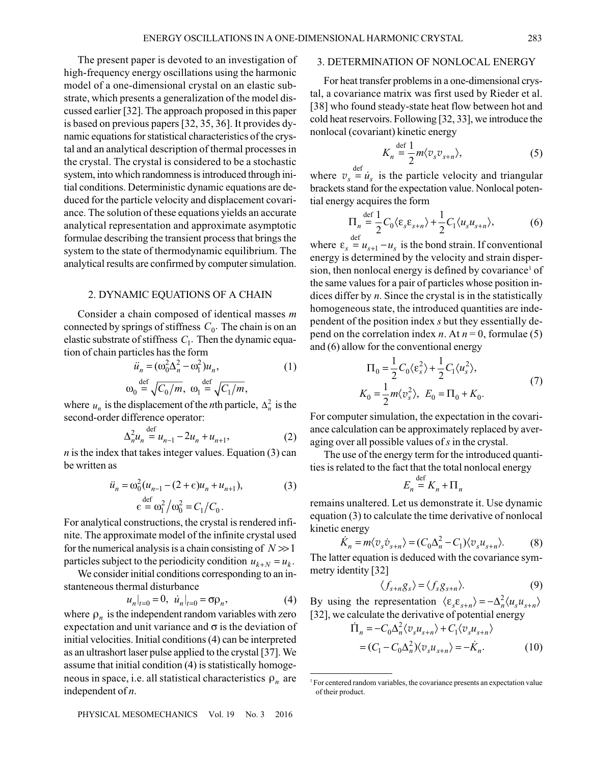The present paper is devoted to an investigation of high-frequency energy oscillations using the harmonic model of a one-dimensional crystal on an elastic substrate, which presents a generalization of the model discussed earlier [32]. The approach proposed in this paper is based on previous papers [32, 35, 36]. It provides dynamic equations for statistical characteristics of the crystal and an analytical description of thermal processes in the crystal. The crystal is considered to be a stochastic system, into which randomness is introduced through initial conditions. Deterministic dynamic equations are deduced for the particle velocity and displacement covariance. The solution of these equations yields an accurate analytical representation and approximate asymptotic formulae describing the transient process that brings the system to the state of thermodynamic equilibrium. The analytical results are confirmed by computer simulation.

## 2. DYNAMIC EQUATIONS OF A CHAIN

Consider a chain composed of identical masses $m$ connected by springs of stiffness $C_0$. The chain is on an elastic substrate of stiffness $C_1$. Then the dynamic equation of chain particles has the form

$$\ddot{u}_n = (\omega_0^2 \Delta_n^2 - \omega_1^2) u_n, \tag{1}$$

$$\omega_0 \overset{\text{def}}{=} \sqrt{C_0/m}, \ \ \omega_1 \overset{\text{def}}{=} \sqrt{C_1/m},$$

where $u_n$ is the displacement of the $n$th particle, $\Delta_n^2$ is the second-order difference operator:

$$\Delta_n^2 u_n \overset{\text{def}}{=} u_{n-1} - 2u_n + u_{n+1}, \tag{2}$$

$n$ is the index that takes integer values. Equation (3) can be written as

$$\ddot{u}_n = \omega_0^2 (u_{n-1} - (2+\epsilon) u_n + u_{n+1}), \tag{3}$$

$$\epsilon \overset{\text{def}}{=} \omega_1^2 / \omega_0^2 = C_1 / C_0.$$

For analytical constructions, the crystal is rendered infinite. The approximate model of the infinite crystal used for the numerical analysis is a chain consisting of $N \gg 1$ particles subject to the periodicity condition $u_{k+N} = u_k$.

We consider initial conditions corresponding to an instantaneous thermal disturbance

$$u_n|_{t=0} = 0, \ \ \dot{u}_n|_{t=0} = \sigma \rho_n, \tag{4}$$

where $\rho_n$ is the independent random variables with zero expectation and unit variance and $\sigma$ is the deviation of initial velocities. Initial conditions (4) can be interpreted as an ultrashort laser pulse applied to the crystal [37]. We assume that initial condition (4) is statistically homogeneous in space, i.e. all statistical characteristics $\rho_n$ are independent of $n$.

## 3. DETERMINATION OF NONLOCAL ENERGY

For heat transfer problems in a one-dimensional crystal, a covariance matrix was first used by Rieder et al. [38] who found steady-state heat flow between hot and cold heat reservoirs. Following [32, 33], we introduce the nonlocal (covariant) kinetic energy

$$K_n \overset{\text{def}}{=} \frac{1}{2} m \langle v_s v_{s+n} \rangle, \tag{5}$$

where $v_s \overset{\text{def}}{=} \dot{u}_s$ is the particle velocity and triangular brackets stand for the expectation value. Nonlocal potential energy acquires the form

$$\Pi_n \overset{\text{def}}{=} \frac{1}{2} C_0 \langle \varepsilon_s \varepsilon_{s+n} \rangle + \frac{1}{2} C_1 \langle u_s u_{s+n} \rangle, \tag{6}$$

where $\varepsilon_s \overset{\text{def}}{=} u_{s+1} - u_s$ is the bond strain. If conventional energy is determined by the velocity and strain dispersion, then nonlocal energy is defined by covariance[1] of the same values for a pair of particles whose position indices differ by $n$. Since the crystal is in the statistically homogeneous state, the introduced quantities are independent of the position index $s$ but they essentially depend on the correlation index $n$. At $n = 0$, formulae (5) and (6) allow for the conventional energy

$$\Pi_0 = \frac{1}{2} C_0 \langle \varepsilon_s^2 \rangle + \frac{1}{2} C_1 \langle u_s^2 \rangle,$$

$$K_0 = \frac{1}{2} m \langle v_s^2 \rangle, \ \ E_0 = \Pi_0 + K_0. \tag{7}$$

For computer simulation, the expectation in the covariance calculation can be approximately replaced by averaging over all possible values of $s$ in the crystal.

The use of the energy term for the introduced quantities is related to the fact that the total nonlocal energy

$$E_n \overset{\text{def}}{=} K_n + \Pi_n$$

remains unaltered. Let us demonstrate it. Use dynamic equation (3) to calculate the time derivative of nonlocal kinetic energy

$$\dot{K}_n = m \langle v_s \dot{v}_{s+n} \rangle = (C_0 \Delta_n^2 - C_1) \langle v_s u_{s+n} \rangle. \tag{8}$$

The latter equation is deduced with the covariance symmetry identity [32]

$$\langle f_{s+n} g_s \rangle = \langle f_s g_{s+n} \rangle. \tag{9}$$

By using the representation $\langle \varepsilon_s \varepsilon_{s+n} \rangle = -\Delta_n^2 \langle u_s u_{s+n} \rangle$ [32], we calculate the derivative of potential energy

$$\dot{\Pi}_n = -C_0 \Delta_n^2 \langle v_s u_{s+n} \rangle + C_1 \langle v_s u_{s+n} \rangle$$

$$= (C_1 - C_0 \Delta_n^2) \langle v_s u_{s+n} \rangle = -\dot{K}_n. \tag{10}$$

[1] For centered random variables, the covariance presents an expectation value of their product.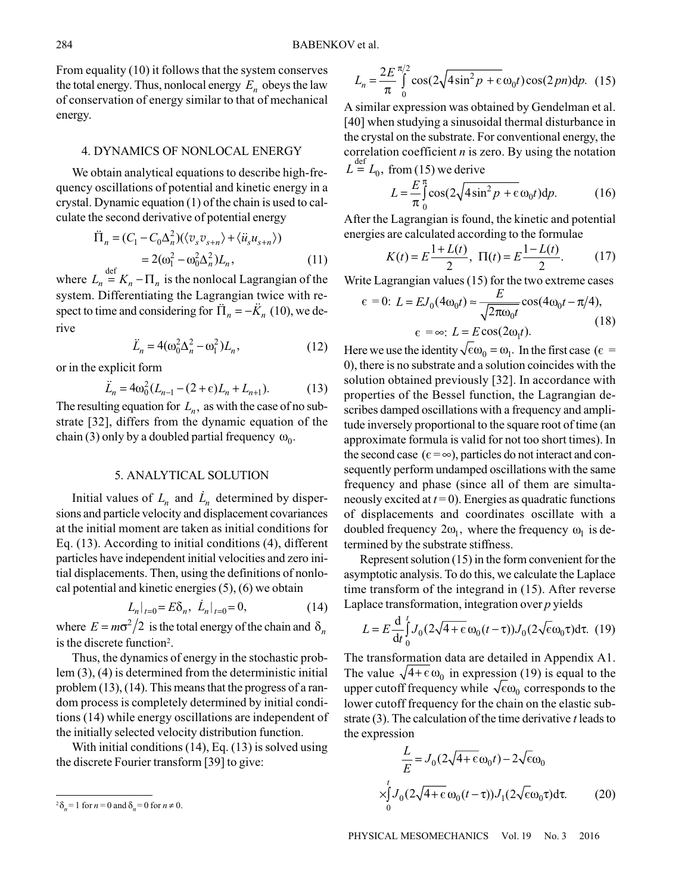From equality (10) it follows that the system conserves the total energy. Thus, nonlocal energy $E_n$ obeys the law of conservation of energy similar to that of mechanical energy.

## 4. DYNAMICS OF NONLOCAL ENERGY

We obtain analytical equations to describe high-frequency oscillations of potential and kinetic energy in a crystal. Dynamic equation (1) of the chain is used to calculate the second derivative of potential energy

$$\ddot{\Pi}_n = (C_1 - C_0\Delta_n^2)(\langle v_s v_{s+n}\rangle + \langle \ddot{u}_s u_{s+n}\rangle) = 2(\omega_1^2 - \omega_0^2\Delta_n^2)L_n, \tag{11}$$

where $L_n \overset{\text{def}}{=} K_n - \Pi_n$ is the nonlocal Lagrangian of the system. Differentiating the Lagrangian twice with respect to time and considering for $\ddot{\Pi}_n = -\ddot{K}_n$ (10), we derive

$$\ddot{L}_n = 4(\omega_0^2\Delta_n^2 - \omega_1^2)L_n, \tag{12}$$

or in the explicit form

$$\ddot{L}_n = 4\omega_0^2(L_{n-1} - (2+\epsilon)L_n + L_{n+1}). \tag{13}$$

The resulting equation for $L_n$, as with the case of no substrate [32], differs from the dynamic equation of the chain (3) only by a doubled partial frequency $\omega_0$.

## 5. ANALYTICAL SOLUTION

Initial values of $L_n$ and $\dot{L}_n$ determined by dispersions and particle velocity and displacement covariances at the initial moment are taken as initial conditions for Eq. (13). According to initial conditions (4), different particles have independent initial velocities and zero initial displacements. Then, using the definitions of nonlocal potential and kinetic energies (5), (6) we obtain

$$L_n|_{t=0} = E\delta_n, \quad \dot{L}_n|_{t=0} = 0, \tag{14}$$

where $E = m\sigma^2/2$ is the total energy of the chain and $\delta_n$ is the discrete function[2].

Thus, the dynamics of energy in the stochastic problem (3), (4) is determined from the deterministic initial problem (13), (14). This means that the progress of a random process is completely determined by initial conditions (14) while energy oscillations are independent of the initially selected velocity distribution function.

With initial conditions (14), Eq. (13) is solved using the discrete Fourier transform [39] to give:

$$L_n = \frac{2E}{\pi}\int_0^{\pi/2} \cos(2\sqrt{4\sin^2 p + \epsilon}\,\omega_0 t)\cos(2pn)\mathrm{d}p. \tag{15}$$

A similar expression was obtained by Gendelman et al. [40] when studying a sinusoidal thermal disturbance in the crystal on the substrate. For conventional energy, the correlation coefficient $n$ is zero. By using the notation $L \overset{\text{def}}{=} L_0$, from (15) we derive

$$L = \frac{E}{\pi}\int_0^{\pi} \cos(2\sqrt{4\sin^2 p + \epsilon}\,\omega_0 t)\mathrm{d}p. \tag{16}$$

After the Lagrangian is found, the kinetic and potential energies are calculated according to the formulae

$$K(t) = E\frac{1+L(t)}{2}, \quad \Pi(t) = E\frac{1-L(t)}{2}. \tag{17}$$

Write Lagrangian values (15) for the two extreme cases

$$\epsilon = 0{:}\ L = EJ_0(4\omega_0 t) \approx \frac{E}{\sqrt{2\pi\omega_0 t}}\cos(4\omega_0 t - \pi/4),$$
$$\epsilon = \infty{:}\ L = E\cos(2\omega_1 t). \tag{18}$$

Here we use the identity $\sqrt{\epsilon}\omega_0 = \omega_1$. In the first case ($\epsilon = 0$), there is no substrate and a solution coincides with the solution obtained previously [32]. In accordance with properties of the Bessel function, the Lagrangian describes damped oscillations with a frequency and amplitude inversely proportional to the square root of time (an approximate formula is valid for not too short times). In the second case ($\epsilon = \infty$), particles do not interact and consequently perform undamped oscillations with the same frequency and phase (since all of them are simultaneously excited at $t = 0$). Energies as quadratic functions of displacements and coordinates oscillate with a doubled frequency $2\omega_1$, where the frequency $\omega_1$ is determined by the substrate stiffness.

Represent solution (15) in the form convenient for the asymptotic analysis. To do this, we calculate the Laplace time transform of the integrand in (15). After reverse Laplace transformation, integration over $p$ yields

$$L = E\frac{\mathrm{d}}{\mathrm{d}t}\int_0^t J_0(2\sqrt{4+\epsilon}\,\omega_0(t-\tau))J_0(2\sqrt{\epsilon}\omega_0\tau)\mathrm{d}\tau. \tag{19}$$

The transformation data are detailed in Appendix A1. The value $\sqrt{4+\epsilon}\,\omega_0$ in expression (19) is equal to the upper cutoff frequency while $\sqrt{\epsilon}\omega_0$ corresponds to the lower cutoff frequency for the chain on the elastic substrate (3). The calculation of the time derivative $t$ leads to the expression

$$\frac{L}{E} = J_0(2\sqrt{4+\epsilon}\,\omega_0 t) - 2\sqrt{\epsilon}\omega_0 \times \int_0^t J_0(2\sqrt{4+\epsilon}\,\omega_0(t-\tau))J_1(2\sqrt{\epsilon}\omega_0\tau)\mathrm{d}\tau. \tag{20}$$

---

[2] $\delta_n = 1$ for $n = 0$ and $\delta_n = 0$ for $n \neq 0$.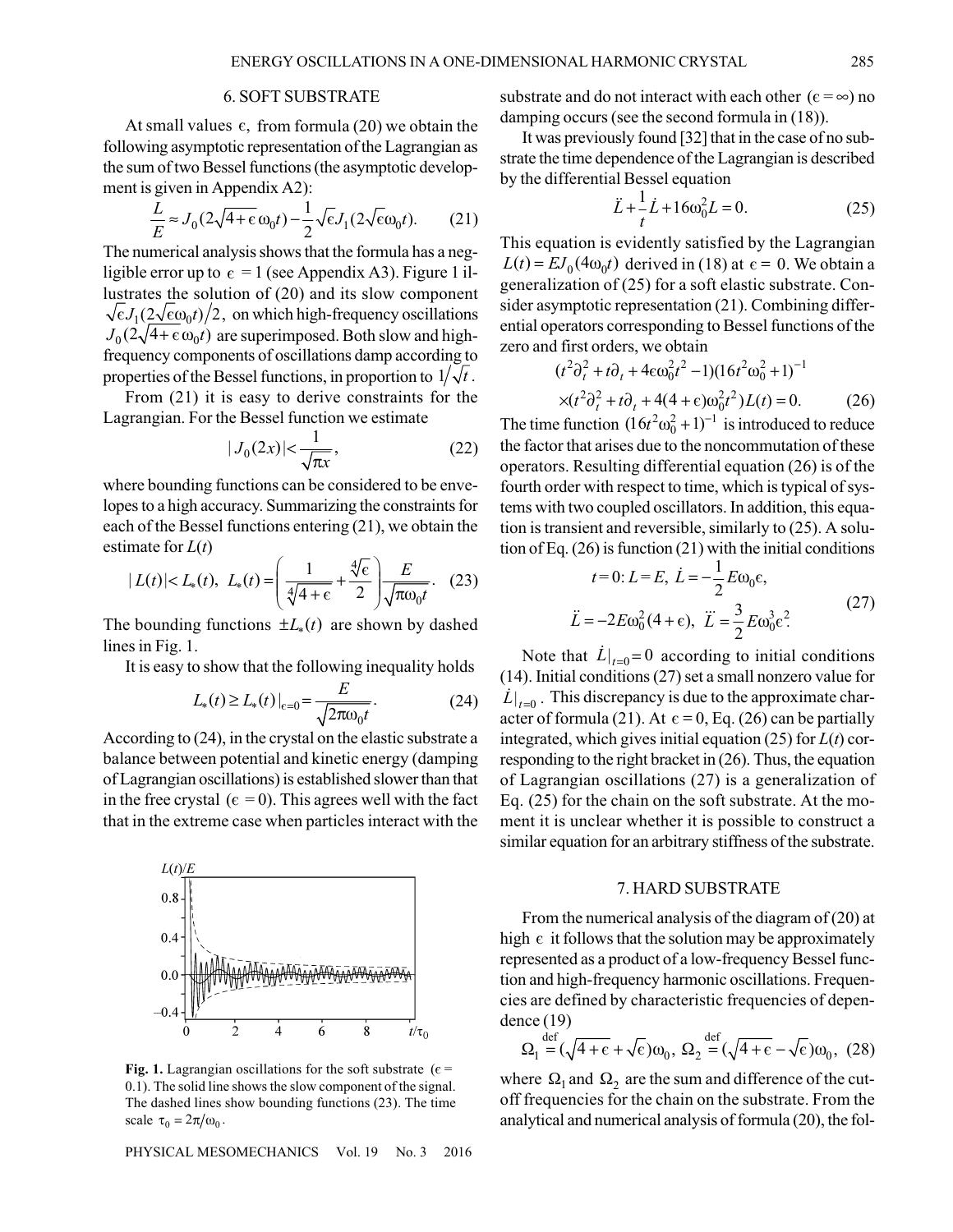## 6. SOFT SUBSTRATE

At small values $\epsilon$, from formula (20) we obtain the following asymptotic representation of the Lagrangian as the sum of two Bessel functions (the asymptotic development is given in Appendix A2):

$$\frac{L}{E} \approx J_0(2\sqrt{4+\epsilon}\,\omega_0 t) - \frac{1}{2}\sqrt{\epsilon} J_1(2\sqrt{\epsilon}\omega_0 t). \quad (21)$$

The numerical analysis shows that the formula has a negligible error up to $\epsilon = 1$ (see Appendix A3). Figure 1 illustrates the solution of (20) and its slow component $\sqrt{\epsilon}J_1(2\sqrt{\epsilon}\omega_0 t)/2$, on which high-frequency oscillations $J_0(2\sqrt{4+\epsilon}\,\omega_0 t)$ are superimposed. Both slow and high-frequency components of oscillations damp according to properties of the Bessel functions, in proportion to $1/\sqrt{t}$.

From (21) it is easy to derive constraints for the Lagrangian. For the Bessel function we estimate

$$|J_0(2x)| < \frac{1}{\sqrt{\pi x}}, \quad (22)$$

where bounding functions can be considered to be envelopes to a high accuracy. Summarizing the constraints for each of the Bessel functions entering (21), we obtain the estimate for $L(t)$

$$|L(t)| < L_*(t), \;\; L_*(t) = \left(\frac{1}{\sqrt[4]{4+\epsilon}} + \frac{\sqrt[4]{\epsilon}}{2}\right)\frac{E}{\sqrt{\pi\omega_0 t}}. \quad (23)$$

The bounding functions $\pm L_*(t)$ are shown by dashed lines in Fig. 1.

It is easy to show that the following inequality holds

$$L_*(t) \geq L_*(t)|_{\epsilon=0} = \frac{E}{\sqrt{2\pi\omega_0 t}}. \quad (24)$$

According to (24), in the crystal on the elastic substrate a balance between potential and kinetic energy (damping of Lagrangian oscillations) is established slower than that in the free crystal ($\epsilon = 0$). This agrees well with the fact that in the extreme case when particles interact with the substrate and do not interact with each other ($\epsilon = \infty$) no damping occurs (see the second formula in (18)).

**Fig. 1.** Lagrangian oscillations for the soft substrate ($\epsilon$ = 0.1). The solid line shows the slow component of the signal. The dashed lines show bounding functions (23). The time scale $\tau_0 = 2\pi/\omega_0$.

It was previously found [32] that in the case of no substrate the time dependence of the Lagrangian is described by the differential Bessel equation

$$\ddot{L} + \frac{1}{t}\dot{L} + 16\omega_0^2 L = 0. \quad (25)$$

This equation is evidently satisfied by the Lagrangian $L(t) = EJ_0(4\omega_0 t)$ derived in (18) at $\epsilon = 0$. We obtain a generalization of (25) for a soft elastic substrate. Consider asymptotic representation (21). Combining differential operators corresponding to Bessel functions of the zero and first orders, we obtain

$$(t^2\partial_t^2 + t\partial_t + 4\epsilon\omega_0^2 t^2 - 1)(16t^2\omega_0^2 + 1)^{-1}$$
$$\times(t^2\partial_t^2 + t\partial_t + 4(4+\epsilon)\omega_0^2 t^2)L(t) = 0. \quad (26)$$

The time function $(16t^2\omega_0^2 + 1)^{-1}$ is introduced to reduce the factor that arises due to the noncommutation of these operators. Resulting differential equation (26) is of the fourth order with respect to time, which is typical of systems with two coupled oscillators. In addition, this equation is transient and reversible, similarly to (25). A solution of Eq. (26) is function (21) with the initial conditions

$$t = 0{:}\; L = E,\; \dot{L} = -\frac{1}{2}E\omega_0\epsilon,$$
$$\ddot{L} = -2E\omega_0^2(4+\epsilon),\; \dddot{L} = \frac{3}{2}E\omega_0^3\epsilon^2. \quad (27)$$

Note that $\dot{L}|_{t=0} = 0$ according to initial conditions (14). Initial conditions (27) set a small nonzero value for $\dot{L}|_{t=0}$. This discrepancy is due to the approximate character of formula (21). At $\epsilon = 0$, Eq. (26) can be partially integrated, which gives initial equation (25) for $L(t)$ corresponding to the right bracket in (26). Thus, the equation of Lagrangian oscillations (27) is a generalization of Eq. (25) for the chain on the soft substrate. At the moment it is unclear whether it is possible to construct a similar equation for an arbitrary stiffness of the substrate.

## 7. HARD SUBSTRATE

From the numerical analysis of the diagram of (20) at high $\epsilon$ it follows that the solution may be approximately represented as a product of a low-frequency Bessel function and high-frequency harmonic oscillations. Frequencies are defined by characteristic frequencies of dependence (19)

$$\Omega_1 \overset{\text{def}}{=} (\sqrt{4+\epsilon} + \sqrt{\epsilon})\omega_0,\; \Omega_2 \overset{\text{def}}{=} (\sqrt{4+\epsilon} - \sqrt{\epsilon})\omega_0, \quad (28)$$

where $\Omega_1$ and $\Omega_2$ are the sum and difference of the cutoff frequencies for the chain on the substrate. From the analytical and numerical analysis of formula (20), the fol-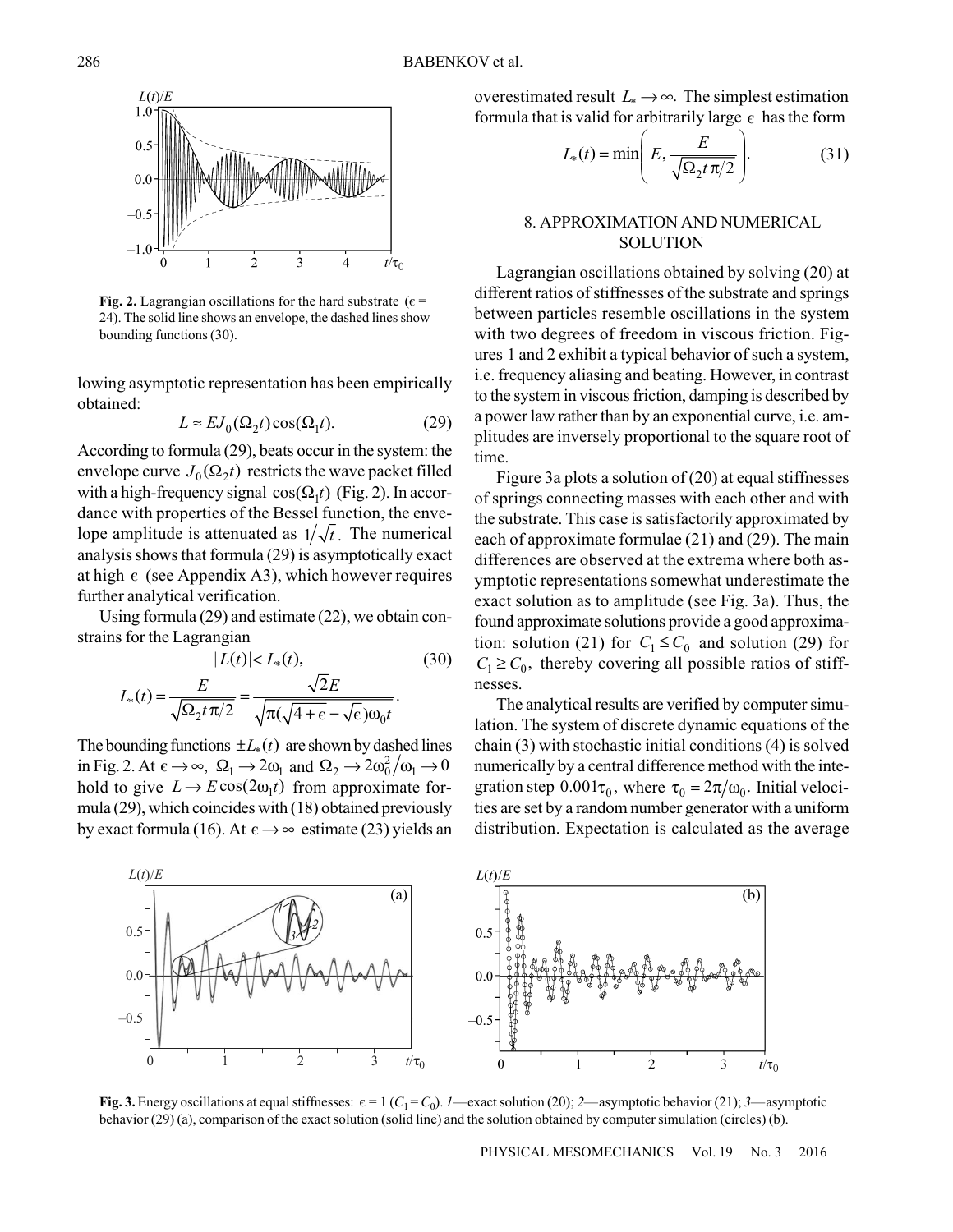Fig. 2. Lagrangian oscillations for the hard substrate ($\epsilon$ = 24). The solid line shows an envelope, the dashed lines show bounding functions (30).

lowing asymptotic representation has been empirically obtained:

$$L \approx EJ_0(\Omega_2 t)\cos(\Omega_1 t). \tag{29}$$

According to formula (29), beats occur in the system: the envelope curve $J_0(\Omega_2 t)$ restricts the wave packet filled with a high-frequency signal $\cos(\Omega_1 t)$ (Fig. 2). In accordance with properties of the Bessel function, the envelope amplitude is attenuated as $1/\sqrt{t}$. The numerical analysis shows that formula (29) is asymptotically exact at high $\epsilon$ (see Appendix A3), which however requires further analytical verification.

Using formula (29) and estimate (22), we obtain constrains for the Lagrangian

$$|L(t)| < L_*(t), \tag{30}$$

$$L_*(t) = \frac{E}{\sqrt{\Omega_2 t\pi/2}} = \frac{\sqrt{2}E}{\sqrt{\pi(\sqrt{4+\epsilon}-\sqrt{\epsilon})\omega_0 t}}.$$

The bounding functions $\pm L_*(t)$ are shown by dashed lines in Fig. 2. At $\epsilon \to \infty$, $\Omega_1 \to 2\omega_1$ and $\Omega_2 \to 2\omega_0^2/\omega_1 \to 0$ hold to give $L \to E\cos(2\omega_1 t)$ from approximate formula (29), which coincides with (18) obtained previously by exact formula (16). At $\epsilon \to \infty$ estimate (23) yields an overestimated result $L_* \to \infty$. The simplest estimation formula that is valid for arbitrarily large $\epsilon$ has the form

$$L_*(t) = \min\left(E, \frac{E}{\sqrt{\Omega_2 t\pi/2}}\right). \tag{31}$$

## 8. APPROXIMATION AND NUMERICAL SOLUTION

Lagrangian oscillations obtained by solving (20) at different ratios of stiffnesses of the substrate and springs between particles resemble oscillations in the system with two degrees of freedom in viscous friction. Figures 1 and 2 exhibit a typical behavior of such a system, i.e. frequency aliasing and beating. However, in contrast to the system in viscous friction, damping is described by a power law rather than by an exponential curve, i.e. amplitudes are inversely proportional to the square root of time.

Figure 3a plots a solution of (20) at equal stiffnesses of springs connecting masses with each other and with the substrate. This case is satisfactorily approximated by each of approximate formulae (21) and (29). The main differences are observed at the extrema where both asymptotic representations somewhat underestimate the exact solution as to amplitude (see Fig. 3a). Thus, the found approximate solutions provide a good approximation: solution (21) for $C_1 \le C_0$ and solution (29) for $C_1 \ge C_0$, thereby covering all possible ratios of stiffnesses.

The analytical results are verified by computer simulation. The system of discrete dynamic equations of the chain (3) with stochastic initial conditions (4) is solved numerically by a central difference method with the integration step $0.001\tau_0$, where $\tau_0 = 2\pi/\omega_0$. Initial velocities are set by a random number generator with a uniform distribution. Expectation is calculated as the average

Fig. 3. Energy oscillations at equal stiffnesses: $\epsilon = 1$ ($C_1 = C_0$). 1—exact solution (20); 2—asymptotic behavior (21); 3—asymptotic behavior (29) (a), comparison of the exact solution (solid line) and the solution obtained by computer simulation (circles) (b).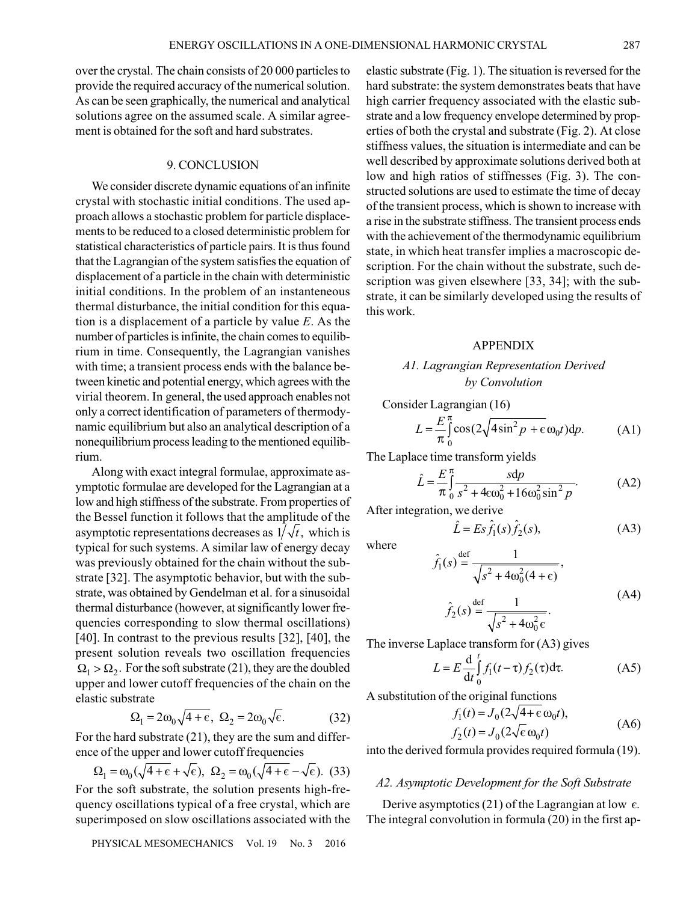over the crystal. The chain consists of 20 000 particles to provide the required accuracy of the numerical solution. As can be seen graphically, the numerical and analytical solutions agree on the assumed scale. A similar agreement is obtained for the soft and hard substrates.

## 9. CONCLUSION

We consider discrete dynamic equations of an infinite crystal with stochastic initial conditions. The used approach allows a stochastic problem for particle displacements to be reduced to a closed deterministic problem for statistical characteristics of particle pairs. It is thus found that the Lagrangian of the system satisfies the equation of displacement of a particle in the chain with deterministic initial conditions. In the problem of an instantaneous thermal disturbance, the initial condition for this equation is a displacement of a particle by value $E$. As the number of particles is infinite, the chain comes to equilibrium in time. Consequently, the Lagrangian vanishes with time; a transient process ends with the balance between kinetic and potential energy, which agrees with the virial theorem. In general, the used approach enables not only a correct identification of parameters of thermodynamic equilibrium but also an analytical description of a nonequilibrium process leading to the mentioned equilibrium.

Along with exact integral formulae, approximate asymptotic formulae are developed for the Lagrangian at a low and high stiffness of the substrate. From properties of the Bessel function it follows that the amplitude of the asymptotic representations decreases as $1/\sqrt{t}$, which is typical for such systems. A similar law of energy decay was previously obtained for the chain without the substrate [32]. The asymptotic behavior, but with the substrate, was obtained by Gendelman et al. for a sinusoidal thermal disturbance (however, at significantly lower frequencies corresponding to slow thermal oscillations) [40]. In contrast to the previous results [32], [40], the present solution reveals two oscillation frequencies $\Omega_1 > \Omega_2$. For the soft substrate (21), they are the doubled upper and lower cutoff frequencies of the chain on the elastic substrate

$$\Omega_1 = 2\omega_0\sqrt{4+\epsilon},\ \ \Omega_2 = 2\omega_0\sqrt{\epsilon}. \tag{32}$$

For the hard substrate (21), they are the sum and difference of the upper and lower cutoff frequencies

$$\Omega_1 = \omega_0(\sqrt{4+\epsilon}+\sqrt{\epsilon}),\ \ \Omega_2 = \omega_0(\sqrt{4+\epsilon}-\sqrt{\epsilon}). \tag{33}$$

For the soft substrate, the solution presents high-frequency oscillations typical of a free crystal, which are superimposed on slow oscillations associated with the elastic substrate (Fig. 1). The situation is reversed for the hard substrate: the system demonstrates beats that have high carrier frequency associated with the elastic substrate and a low frequency envelope determined by properties of both the crystal and substrate (Fig. 2). At close stiffness values, the situation is intermediate and can be well described by approximate solutions derived both at low and high ratios of stiffnesses (Fig. 3). The constructed solutions are used to estimate the time of decay of the transient process, which is shown to increase with a rise in the substrate stiffness. The transient process ends with the achievement of the thermodynamic equilibrium state, in which heat transfer implies a macroscopic description. For the chain without the substrate, such description was given elsewhere [33, 34]; with the substrate, it can be similarly developed using the results of this work.

## APPENDIX

### *A1. Lagrangian Representation Derived by Convolution*

Consider Lagrangian (16)

$$L = \frac{E}{\pi}\int_0^{\pi}\cos(2\sqrt{4\sin^2 p+\epsilon}\,\omega_0 t)\mathrm{d}p. \tag{A1}$$

The Laplace time transform yields

$$\hat{L} = \frac{E}{\pi}\int_0^{\pi}\frac{s\mathrm{d}p}{s^2+4\epsilon\omega_0^2+16\omega_0^2\sin^2 p}. \tag{A2}$$

After integration, we derive

$$\hat{L} = Es\hat{f}_1(s)\hat{f}_2(s), \tag{A3}$$

where

$$\hat{f}_1(s) \overset{\text{def}}{=} \frac{1}{\sqrt{s^2+4\omega_0^2(4+\epsilon)}},\qquad \hat{f}_2(s) \overset{\text{def}}{=} \frac{1}{\sqrt{s^2+4\omega_0^2\epsilon}}. \tag{A4}$$

The inverse Laplace transform for (A3) gives

$$L = E\frac{\mathrm{d}}{\mathrm{d}t}\int_0^t f_1(t-\tau)f_2(\tau)\mathrm{d}\tau. \tag{A5}$$

A substitution of the original functions

$$f_1(t) = J_0(2\sqrt{4+\epsilon}\,\omega_0 t),\qquad f_2(t) = J_0(2\sqrt{\epsilon}\,\omega_0 t) \tag{A6}$$

into the derived formula provides required formula (19).

### *A2. Asymptotic Development for the Soft Substrate*

Derive asymptotics (21) of the Lagrangian at low $\epsilon$. The integral convolution in formula (20) in the first ap-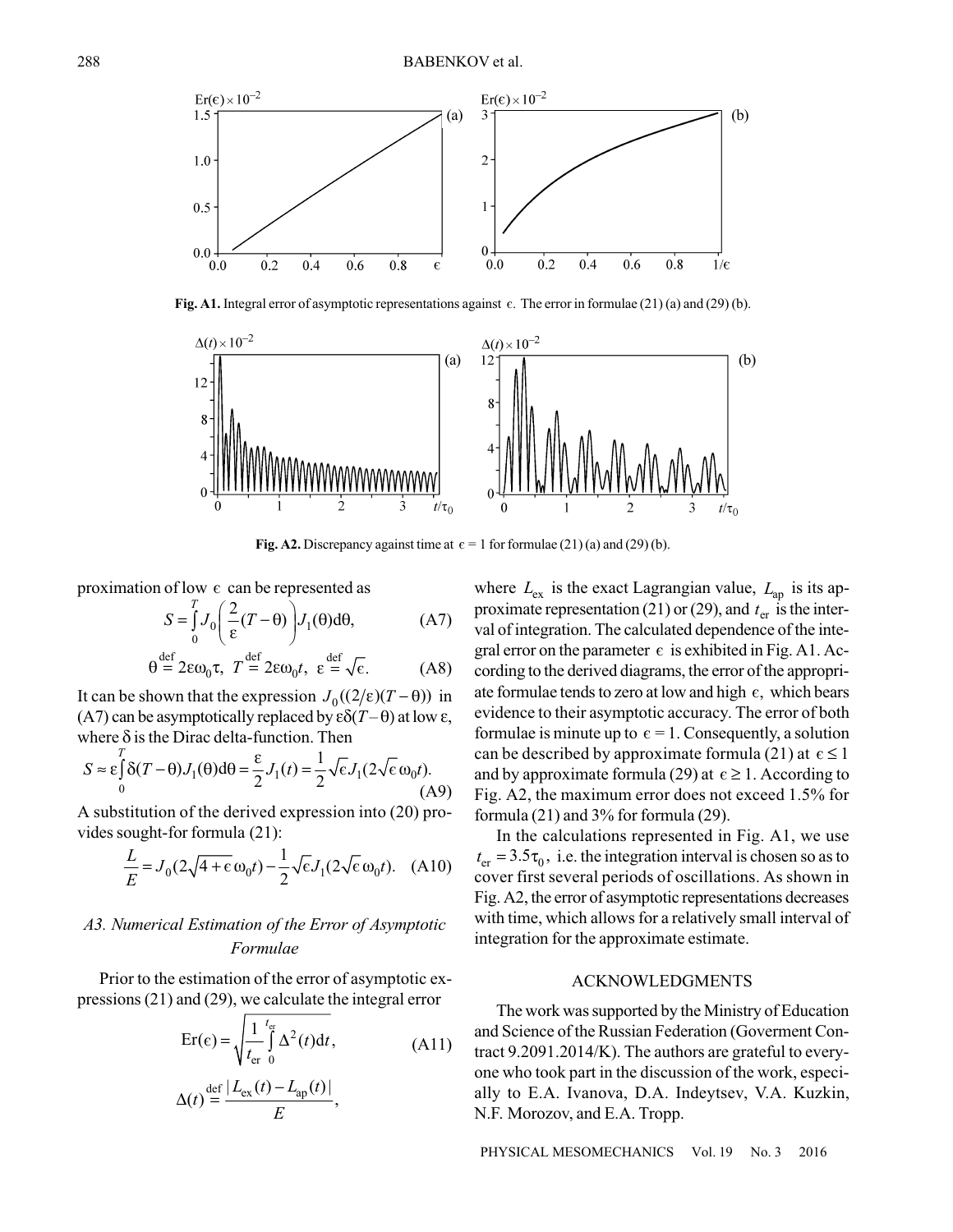Fig. A1. Integral error of asymptotic representations against $\epsilon$. The error in formulae (21) (a) and (29) (b).

Fig. A2. Discrepancy against time at $\epsilon = 1$ for formulae (21) (a) and (29) (b).

proximation of low $\epsilon$ can be represented as

$$S = \int_0^T J_0\left(\frac{2}{\varepsilon}(T-\theta)\right) J_1(\theta)\mathrm{d}\theta, \tag{A7}$$

$$\theta \overset{\text{def}}{=} 2\varepsilon\omega_0\tau,\ T \overset{\text{def}}{=} 2\varepsilon\omega_0 t,\ \varepsilon \overset{\text{def}}{=} \sqrt{\epsilon}. \tag{A8}$$

It can be shown that the expression $J_0((2/\varepsilon)(T-\theta))$ in (A7) can be asymptotically replaced by $\varepsilon\delta(T-\theta)$ at low $\varepsilon$, where $\delta$ is the Dirac delta-function. Then

$$S \approx \varepsilon\int_0^T \delta(T-\theta)J_1(\theta)\mathrm{d}\theta = \frac{\varepsilon}{2}J_1(t) = \frac{1}{2}\sqrt{\epsilon}J_1(2\sqrt{\epsilon}\,\omega_0 t). \tag{A9}$$

A substitution of the derived expression into (20) provides sought-for formula (21):

$$\frac{L}{E} = J_0(2\sqrt{4+\epsilon}\,\omega_0 t) - \frac{1}{2}\sqrt{\epsilon}J_1(2\sqrt{\epsilon}\,\omega_0 t). \tag{A10}$$

### *A3. Numerical Estimation of the Error of Asymptotic Formulae*

Prior to the estimation of the error of asymptotic expressions (21) and (29), we calculate the integral error

$$\mathrm{Er}(\epsilon) = \sqrt{\frac{1}{t_{\mathrm{er}}}\int_0^{t_{\mathrm{er}}} \Delta^2(t)\mathrm{d}t}, \tag{A11}$$

$$\Delta(t) \overset{\text{def}}{=} \frac{|L_{\mathrm{ex}}(t) - L_{\mathrm{ap}}(t)|}{E},$$

where $L_{\mathrm{ex}}$ is the exact Lagrangian value, $L_{\mathrm{ap}}$ is its approximate representation (21) or (29), and $t_{\mathrm{er}}$ is the interval of integration. The calculated dependence of the integral error on the parameter $\epsilon$ is exhibited in Fig. A1. According to the derived diagrams, the error of the appropriate formulae tends to zero at low and high $\epsilon$, which bears evidence to their asymptotic accuracy. The error of both formulae is minute up to $\epsilon = 1$. Consequently, a solution can be described by approximate formula (21) at $\epsilon \le 1$ and by approximate formula (29) at $\epsilon \ge 1$. According to Fig. A2, the maximum error does not exceed 1.5% for formula (21) and 3% for formula (29).

In the calculations represented in Fig. A1, we use $t_{\mathrm{er}} = 3.5\tau_0$, i.e. the integration interval is chosen so as to cover first several periods of oscillations. As shown in Fig. A2, the error of asymptotic representations decreases with time, which allows for a relatively small interval of integration for the approximate estimate.

## ACKNOWLEDGMENTS

The work was supported by the Ministry of Education and Science of the Russian Federation (Goverment Contract 9.2091.2014/K). The authors are grateful to everyone who took part in the discussion of the work, especially to E.A. Ivanova, D.A. Indeytsev, V.A. Kuzkin, N.F. Morozov, and E.A. Tropp.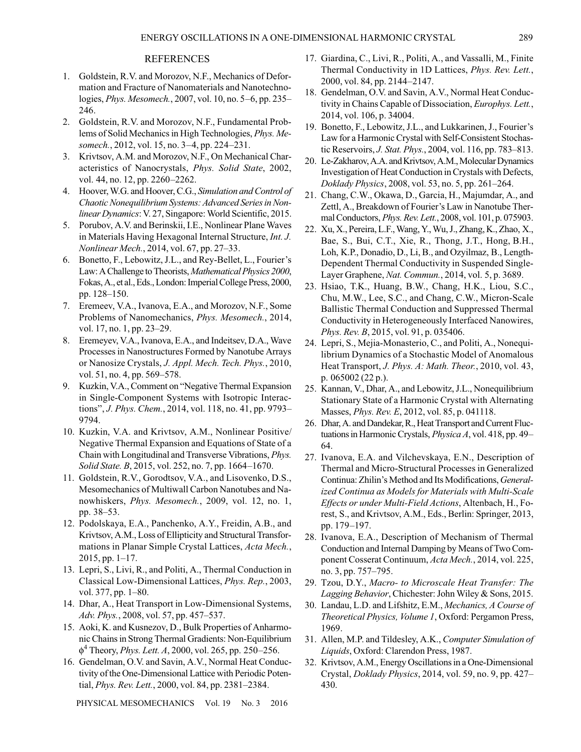## REFERENCES

1. Goldstein, R.V. and Morozov, N.F., Mechanics of Deformation and Fracture of Nanomaterials and Nanotechnologies, *Phys. Mesomech.*, 2007, vol. 10, no. 5–6, pp. 235–246.
2. Goldstein, R.V. and Morozov, N.F., Fundamental Problems of Solid Mechanics in High Technologies, *Phys. Mesomech.*, 2012, vol. 15, no. 3–4, pp. 224–231.
3. Krivtsov, A.M. and Morozov, N.F., On Mechanical Characteristics of Nanocrystals, *Phys. Solid State*, 2002, vol. 44, no. 12, pp. 2260–2262.
4. Hoover, W.G. and Hoover, C.G., *Simulation and Control of Chaotic Nonequilibrium Systems: Advanced Series in Nonlinear Dynamics*: V. 27, Singapore: World Scientific, 2015.
5. Porubov, A.V. and Berinskii, I.E., Nonlinear Plane Waves in Materials Having Hexagonal Internal Structure, *Int. J. Nonlinear Mech.*, 2014, vol. 67, pp. 27–33.
6. Bonetto, F., Lebowitz, J.L., and Rey-Bellet, L., Fourier's Law: A Challenge to Theorists, *Mathematical Physics 2000*, Fokas, A., et al., Eds., London: Imperial College Press, 2000, pp. 128–150.
7. Eremeev, V.A., Ivanova, E.A., and Morozov, N.F., Some Problems of Nanomechanics, *Phys. Mesomech.*, 2014, vol. 17, no. 1, pp. 23–29.
8. Eremeyev, V.A., Ivanova, E.A., and Indeitsev, D.A., Wave Processes in Nanostructures Formed by Nanotube Arrays or Nanosize Crystals, *J. Appl. Mech. Tech. Phys.*, 2010, vol. 51, no. 4, pp. 569–578.
9. Kuzkin, V.A., Comment on "Negative Thermal Expansion in Single-Component Systems with Isotropic Interactions", *J. Phys. Chem.*, 2014, vol. 118, no. 41, pp. 9793–9794.
10. Kuzkin, V.A. and Krivtsov, A.M., Nonlinear Positive/Negative Thermal Expansion and Equations of State of a Chain with Longitudinal and Transverse Vibrations, *Phys. Solid State. B*, 2015, vol. 252, no. 7, pp. 1664–1670.
11. Goldstein, R.V., Gorodtsov, V.A., and Lisovenko, D.S., Mesomechanics of Multiwall Carbon Nanotubes and Nanowhiskers, *Phys. Mesomech.*, 2009, vol. 12, no. 1, pp. 38–53.
12. Podolskaya, E.A., Panchenko, A.Y., Freidin, A.B., and Krivtsov, A.M., Loss of Ellipticity and Structural Transformations in Planar Simple Crystal Lattices, *Acta Mech.*, 2015, pp. 1–17.
13. Lepri, S., Livi, R., and Politi, A., Thermal Conduction in Classical Low-Dimensional Lattices, *Phys. Rep.*, 2003, vol. 377, pp. 1–80.
14. Dhar, A., Heat Transport in Low-Dimensional Systems, *Adv. Phys.*, 2008, vol. 57, pp. 457–537.
15. Aoki, K. and Kusnezov, D., Bulk Properties of Anharmonic Chains in Strong Thermal Gradients: Non-Equilibrium $\phi^4$ Theory, *Phys. Lett. A*, 2000, vol. 265, pp. 250–256.
16. Gendelman, O.V. and Savin, A.V., Normal Heat Conductivity of the One-Dimensional Lattice with Periodic Potential, *Phys. Rev. Lett.*, 2000, vol. 84, pp. 2381–2384.
17. Giardina, C., Livi, R., Politi, A., and Vassalli, M., Finite Thermal Conductivity in 1D Lattices, *Phys. Rev. Lett.*, 2000, vol. 84, pp. 2144–2147.
18. Gendelman, O.V. and Savin, A.V., Normal Heat Conductivity in Chains Capable of Dissociation, *Europhys. Lett.*, 2014, vol. 106, p. 34004.
19. Bonetto, F., Lebowitz, J.L., and Lukkarinen, J., Fourier's Law for a Harmonic Crystal with Self-Consistent Stochastic Reservoirs, *J. Stat. Phys.*, 2004, vol. 116, pp. 783–813.
20. Le-Zakharov, A.A. and Krivtsov, A.M., Molecular Dynamics Investigation of Heat Conduction in Crystals with Defects, *Doklady Physics*, 2008, vol. 53, no. 5, pp. 261–264.
21. Chang, C.W., Okawa, D., Garcia, H., Majumdar, A., and Zettl, A., Breakdown of Fourier's Law in Nanotube Thermal Conductors, *Phys. Rev. Lett.*, 2008, vol. 101, p. 075903.
22. Xu, X., Pereira, L.F., Wang, Y., Wu, J., Zhang, K., Zhao, X., Bae, S., Bui, C.T., Xie, R., Thong, J.T., Hong, B.H., Loh, K.P., Donadio, D., Li, B., and Ozyilmaz, B., Length-Dependent Thermal Conductivity in Suspended Single-Layer Graphene, *Nat. Commun.*, 2014, vol. 5, p. 3689.
23. Hsiao, T.K., Huang, B.W., Chang, H.K., Liou, S.C., Chu, M.W., Lee, S.C., and Chang, C.W., Micron-Scale Ballistic Thermal Conduction and Suppressed Thermal Conductivity in Heterogeneously Interfaced Nanowires, *Phys. Rev. B*, 2015, vol. 91, p. 035406.
24. Lepri, S., Mejia-Monasterio, C., and Politi, A., Nonequilibrium Dynamics of a Stochastic Model of Anomalous Heat Transport, *J. Phys. A: Math. Theor.*, 2010, vol. 43, p. 065002 (22 p.).
25. Kannan, V., Dhar, A., and Lebowitz, J.L., Nonequilibrium Stationary State of a Harmonic Crystal with Alternating Masses, *Phys. Rev. E*, 2012, vol. 85, p. 041118.
26. Dhar, A. and Dandekar, R., Heat Transport and Current Fluctuations in Harmonic Crystals, *Physica A*, vol. 418, pp. 49–64.
27. Ivanova, E.A. and Vilchevskaya, E.N., Description of Thermal and Micro-Structural Processes in Generalized Continua: Zhilin's Method and Its Modifications, *Generalized Continua as Models for Materials with Multi-Scale Effects or under Multi-Field Actions*, Altenbach, H., Forest, S., and Krivtsov, A.M., Eds., Berlin: Springer, 2013, pp. 179–197.
28. Ivanova, E.A., Description of Mechanism of Thermal Conduction and Internal Damping by Means of Two Component Cosserat Continuum, *Acta Mech.*, 2014, vol. 225, no. 3, pp. 757–795.
29. Tzou, D.Y., *Macro- to Microscale Heat Transfer: The Lagging Behavior*, Chichester: John Wiley & Sons, 2015.
30. Landau, L.D. and Lifshitz, E.M., *Mechanics, A Course of Theoretical Physics, Volume 1*, Oxford: Pergamon Press, 1969.
31. Allen, M.P. and Tildesley, A.K., *Computer Simulation of Liquids*, Oxford: Clarendon Press, 1987.
32. Krivtsov, A.M., Energy Oscillations in a One-Dimensional Crystal, *Doklady Physics*, 2014, vol. 59, no. 9, pp. 427–430.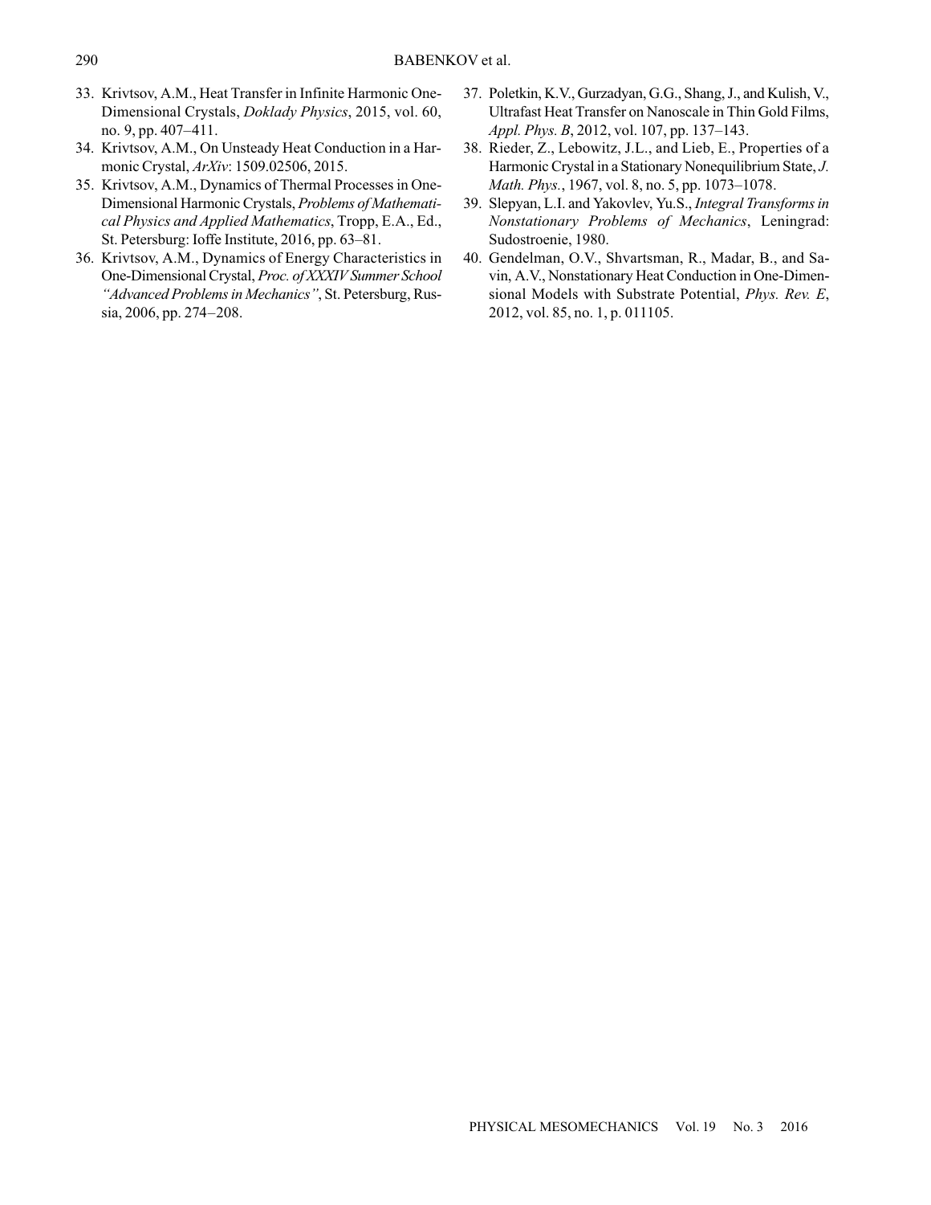33. Krivtsov, A.M., Heat Transfer in Infinite Harmonic One-Dimensional Crystals, *Doklady Physics*, 2015, vol. 60, no. 9, pp. 407–411.
34. Krivtsov, A.M., On Unsteady Heat Conduction in a Harmonic Crystal, *ArXiv*: 1509.02506, 2015.
35. Krivtsov, A.M., Dynamics of Thermal Processes in One-Dimensional Harmonic Crystals, *Problems of Mathematical Physics and Applied Mathematics*, Tropp, E.A., Ed., St. Petersburg: Ioffe Institute, 2016, pp. 63–81.
36. Krivtsov, A.M., Dynamics of Energy Characteristics in One-Dimensional Crystal, *Proc. of XXXIV Summer School "Advanced Problems in Mechanics"*, St. Petersburg, Russia, 2006, pp. 274–208.
37. Poletkin, K.V., Gurzadyan, G.G., Shang, J., and Kulish, V., Ultrafast Heat Transfer on Nanoscale in Thin Gold Films, *Appl. Phys. B*, 2012, vol. 107, pp. 137–143.
38. Rieder, Z., Lebowitz, J.L., and Lieb, E., Properties of a Harmonic Crystal in a Stationary Nonequilibrium State, *J. Math. Phys.*, 1967, vol. 8, no. 5, pp. 1073–1078.
39. Slepyan, L.I. and Yakovlev, Yu.S., *Integral Transforms in Nonstationary Problems of Mechanics*, Leningrad: Sudostroenie, 1980.
40. Gendelman, O.V., Shvartsman, R., Madar, B., and Savin, A.V., Nonstationary Heat Conduction in One-Dimensional Models with Substrate Potential, *Phys. Rev. E*, 2012, vol. 85, no. 1, p. 011105.